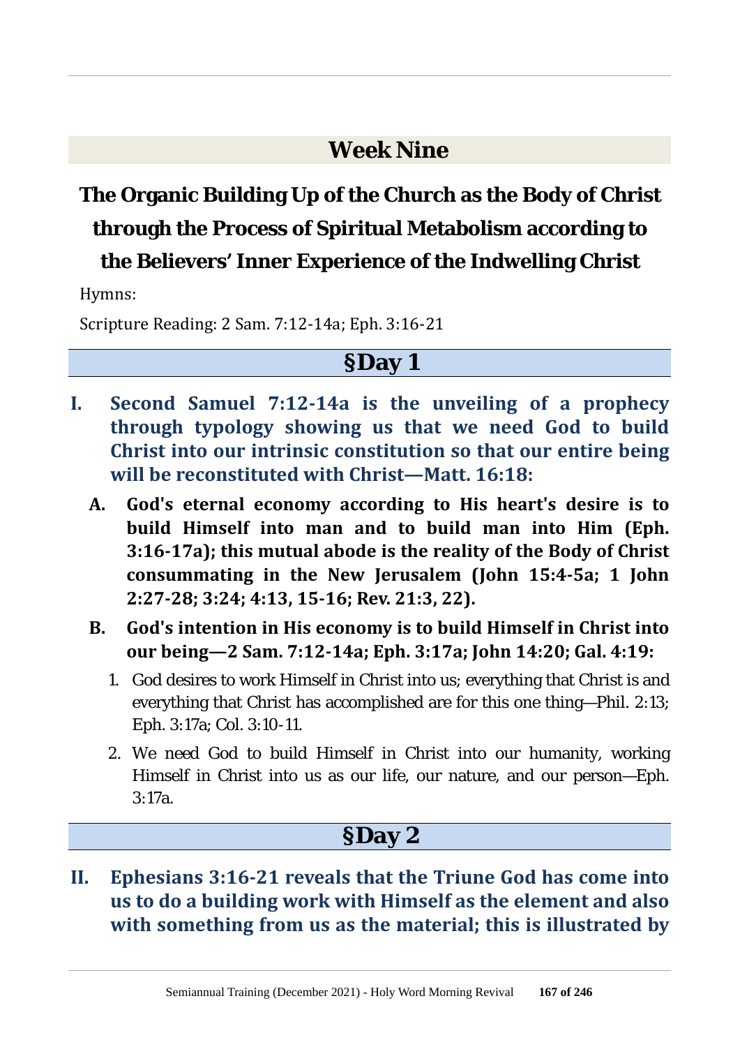# Week Nine

## The Organic Building Up of the Church as the Body of Christ through the Process of Spiritual Metabolism according to the Believers' Inner Experience of the Indwelling Christ

Hymns:

Scripture Reading: 2 Sam. 7:12-14a; Eph. 3:16-21

### §Day 1

**I. Second Samuel 7:12-14a is the unveiling of a prophecy through typology showing us that we need God to build Christ into our intrinsic constitution so that our entire being will be reconstituted with Christ—Matt. 16:18:**

**A. God's eternal economy according to His heart's desire is to build Himself into man and to build man into Him (Eph. 3:16-17a); this mutual abode is the reality of the Body of Christ consummating in the New Jerusalem (John 15:4-5a; 1 John 2:27-28; 3:24; 4:13, 15-16; Rev. 21:3, 22).**

**B. God's intention in His economy is to build Himself in Christ into our being—2 Sam. 7:12-14a; Eph. 3:17a; John 14:20; Gal. 4:19:**

1. God desires to work Himself in Christ into us; everything that Christ is and everything that Christ has accomplished are for this one thing—Phil. 2:13; Eph. 3:17a; Col. 3:10-11.
2. We need God to build Himself in Christ into our humanity, working Himself in Christ into us as our life, our nature, and our person—Eph. 3:17a.

### §Day 2

**II. Ephesians 3:16-21 reveals that the Triune God has come into us to do a building work with Himself as the element and also with something from us as the material; this is illustrated by**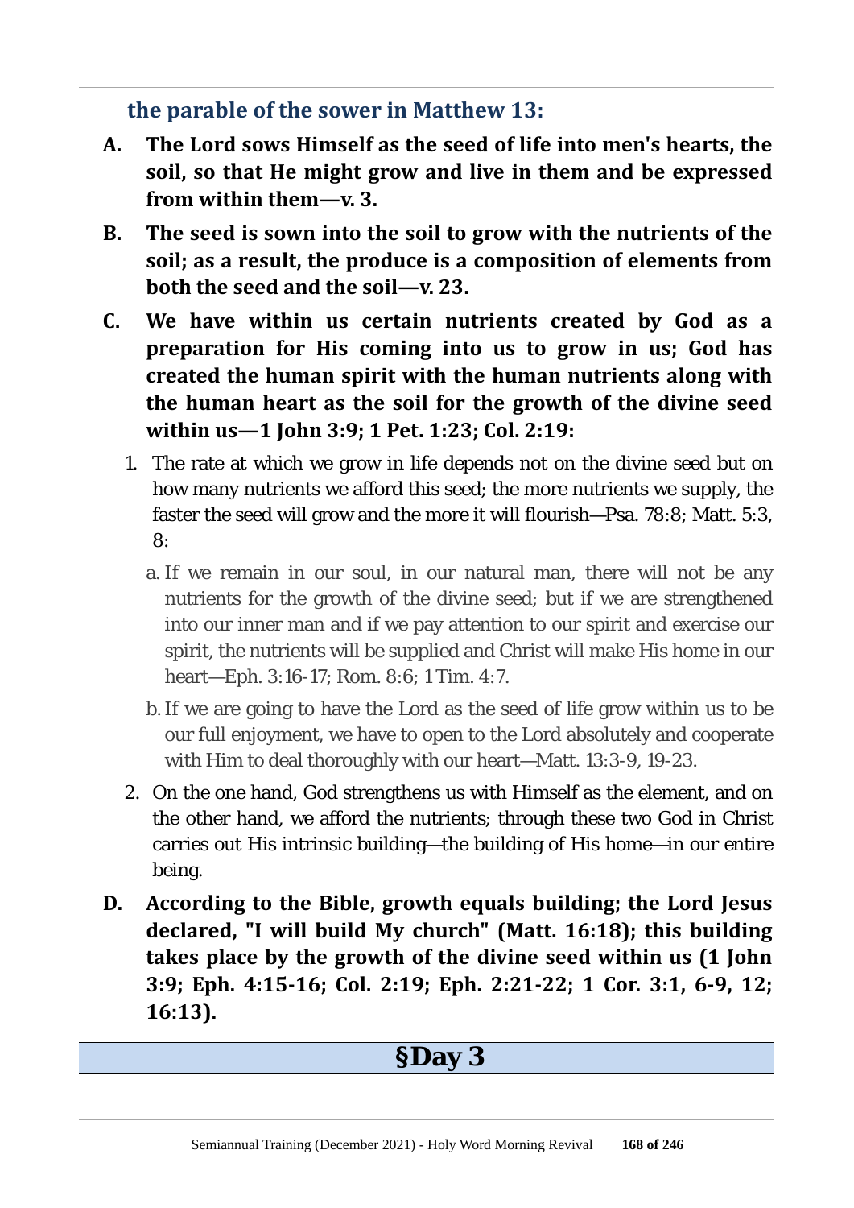**the parable of the sower in Matthew 13:**

**A. The Lord sows Himself as the seed of life into men's hearts, the soil, so that He might grow and live in them and be expressed from within them—v. 3.**

**B. The seed is sown into the soil to grow with the nutrients of the soil; as a result, the produce is a composition of elements from both the seed and the soil—v. 23.**

**C. We have within us certain nutrients created by God as a preparation for His coming into us to grow in us; God has created the human spirit with the human nutrients along with the human heart as the soil for the growth of the divine seed within us—1 John 3:9; 1 Pet. 1:23; Col. 2:19:**

1. The rate at which we grow in life depends not on the divine seed but on how many nutrients we afford this seed; the more nutrients we supply, the faster the seed will grow and the more it will flourish—Psa. 78:8; Matt. 5:3, 8:
   a. If we remain in our soul, in our natural man, there will not be any nutrients for the growth of the divine seed; but if we are strengthened into our inner man and if we pay attention to our spirit and exercise our spirit, the nutrients will be supplied and Christ will make His home in our heart—Eph. 3:16-17; Rom. 8:6; 1 Tim. 4:7.
   b. If we are going to have the Lord as the seed of life grow within us to be our full enjoyment, we have to open to the Lord absolutely and cooperate with Him to deal thoroughly with our heart—Matt. 13:3-9, 19-23.
2. On the one hand, God strengthens us with Himself as the element, and on the other hand, we afford the nutrients; through these two God in Christ carries out His intrinsic building—the building of His home—in our entire being.

**D. According to the Bible, growth equals building; the Lord Jesus declared, "I will build My church" (Matt. 16:18); this building takes place by the growth of the divine seed within us (1 John 3:9; Eph. 4:15-16; Col. 2:19; Eph. 2:21-22; 1 Cor. 3:1, 6-9, 12; 16:13).**

## §Day 3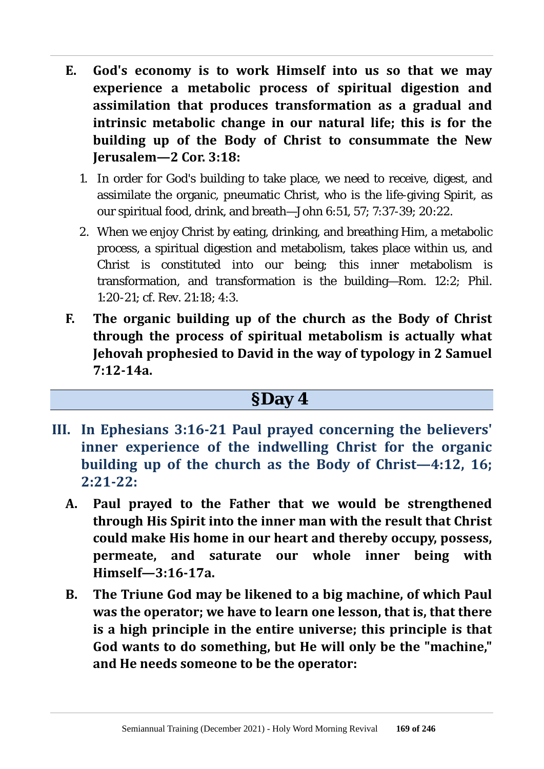**E. God's economy is to work Himself into us so that we may experience a metabolic process of spiritual digestion and assimilation that produces transformation as a gradual and intrinsic metabolic change in our natural life; this is for the building up of the Body of Christ to consummate the New Jerusalem—2 Cor. 3:18:**

1. In order for God's building to take place, we need to receive, digest, and assimilate the organic, pneumatic Christ, who is the life-giving Spirit, as our spiritual food, drink, and breath—John 6:51, 57; 7:37-39; 20:22.
2. When we enjoy Christ by eating, drinking, and breathing Him, a metabolic process, a spiritual digestion and metabolism, takes place within us, and Christ is constituted into our being; this inner metabolism is transformation, and transformation is the building—Rom. 12:2; Phil. 1:20-21; cf. Rev. 21:18; 4:3.

**F. The organic building up of the church as the Body of Christ through the process of spiritual metabolism is actually what Jehovah prophesied to David in the way of typology in 2 Samuel 7:12-14a.**

## §Day 4

### III. In Ephesians 3:16-21 Paul prayed concerning the believers' inner experience of the indwelling Christ for the organic building up of the church as the Body of Christ—4:12, 16; 2:21-22:

**A. Paul prayed to the Father that we would be strengthened through His Spirit into the inner man with the result that Christ could make His home in our heart and thereby occupy, possess, permeate, and saturate our whole inner being with Himself—3:16-17a.**

**B. The Triune God may be likened to a big machine, of which Paul was the operator; we have to learn one lesson, that is, that there is a high principle in the entire universe; this principle is that God wants to do something, but He will only be the "machine," and He needs someone to be the operator:**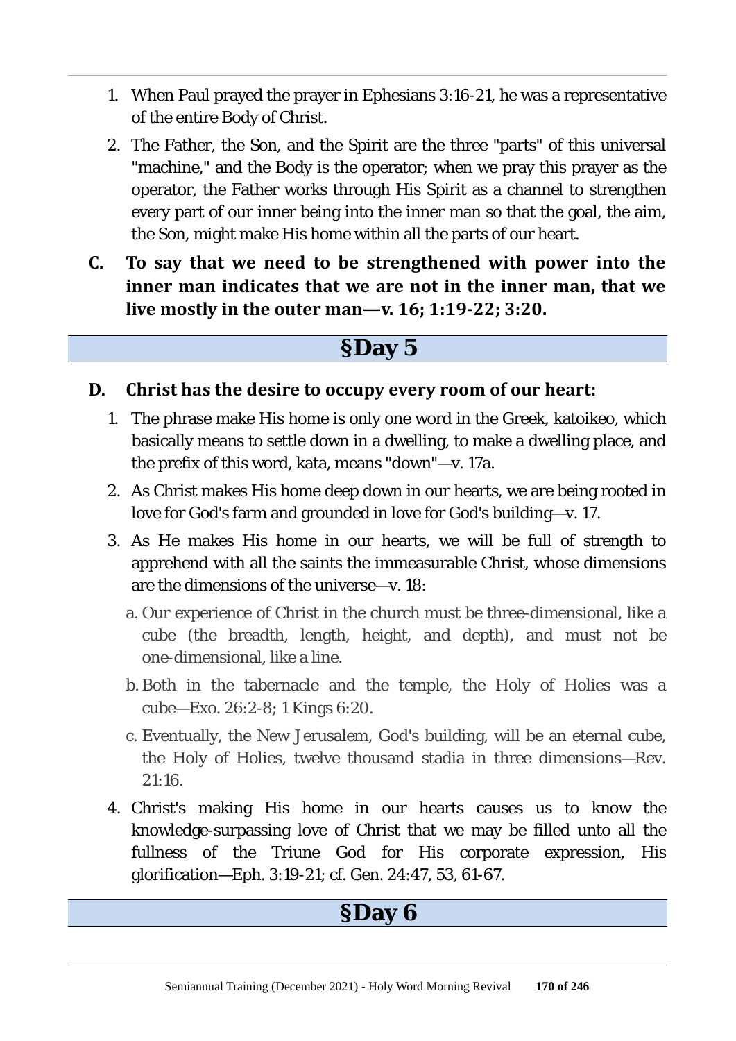1. When Paul prayed the prayer in Ephesians 3:16-21, he was a representative of the entire Body of Christ.
2. The Father, the Son, and the Spirit are the three "parts" of this universal "machine," and the Body is the operator; when we pray this prayer as the operator, the Father works through His Spirit as a channel to strengthen every part of our inner being into the inner man so that the goal, the aim, the Son, might make His home within all the parts of our heart.

**C. To say that we need to be strengthened with power into the inner man indicates that we are not in the inner man, that we live mostly in the outer man—v. 16; 1:19-22; 3:20.**

## §Day 5

**D. Christ has the desire to occupy every room of our heart:**

1. The phrase make His home is only one word in the Greek, katoikeo, which basically means to settle down in a dwelling, to make a dwelling place, and the prefix of this word, kata, means "down"—v. 17a.
2. As Christ makes His home deep down in our hearts, we are being rooted in love for God's farm and grounded in love for God's building—v. 17.
3. As He makes His home in our hearts, we will be full of strength to apprehend with all the saints the immeasurable Christ, whose dimensions are the dimensions of the universe—v. 18:
   a. Our experience of Christ in the church must be three-dimensional, like a cube (the breadth, length, height, and depth), and must not be one-dimensional, like a line.
   b. Both in the tabernacle and the temple, the Holy of Holies was a cube—Exo. 26:2-8; 1 Kings 6:20.
   c. Eventually, the New Jerusalem, God's building, will be an eternal cube, the Holy of Holies, twelve thousand stadia in three dimensions—Rev. 21:16.
4. Christ's making His home in our hearts causes us to know the knowledge-surpassing love of Christ that we may be filled unto all the fullness of the Triune God for His corporate expression, His glorification—Eph. 3:19-21; cf. Gen. 24:47, 53, 61-67.

## §Day 6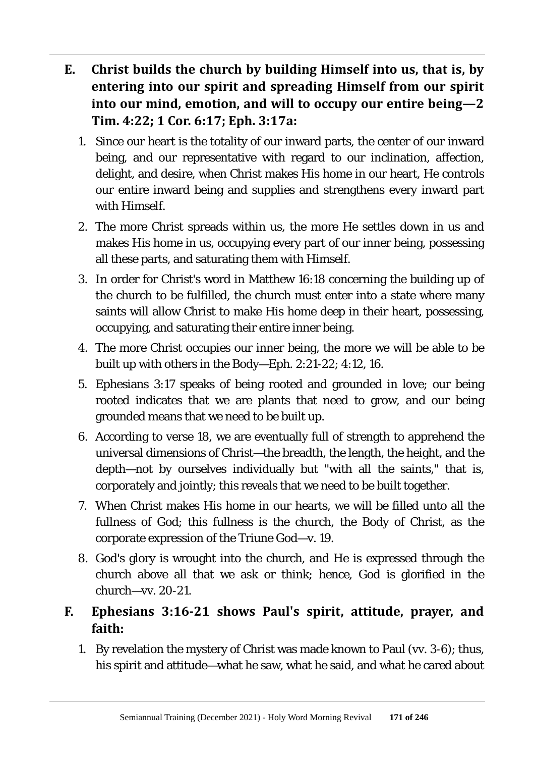**E. Christ builds the church by building Himself into us, that is, by entering into our spirit and spreading Himself from our spirit into our mind, emotion, and will to occupy our entire being—2 Tim. 4:22; 1 Cor. 6:17; Eph. 3:17a:**

1. Since our heart is the totality of our inward parts, the center of our inward being, and our representative with regard to our inclination, affection, delight, and desire, when Christ makes His home in our heart, He controls our entire inward being and supplies and strengthens every inward part with Himself.
2. The more Christ spreads within us, the more He settles down in us and makes His home in us, occupying every part of our inner being, possessing all these parts, and saturating them with Himself.
3. In order for Christ's word in Matthew 16:18 concerning the building up of the church to be fulfilled, the church must enter into a state where many saints will allow Christ to make His home deep in their heart, possessing, occupying, and saturating their entire inner being.
4. The more Christ occupies our inner being, the more we will be able to be built up with others in the Body—Eph. 2:21-22; 4:12, 16.
5. Ephesians 3:17 speaks of being rooted and grounded in love; our being rooted indicates that we are plants that need to grow, and our being grounded means that we need to be built up.
6. According to verse 18, we are eventually full of strength to apprehend the universal dimensions of Christ—the breadth, the length, the height, and the depth—not by ourselves individually but "with all the saints," that is, corporately and jointly; this reveals that we need to be built together.
7. When Christ makes His home in our hearts, we will be filled unto all the fullness of God; this fullness is the church, the Body of Christ, as the corporate expression of the Triune God—v. 19.
8. God's glory is wrought into the church, and He is expressed through the church above all that we ask or think; hence, God is glorified in the church—vv. 20-21.

**F. Ephesians 3:16-21 shows Paul's spirit, attitude, prayer, and faith:**

1. By revelation the mystery of Christ was made known to Paul (vv. 3-6); thus, his spirit and attitude—what he saw, what he said, and what he cared about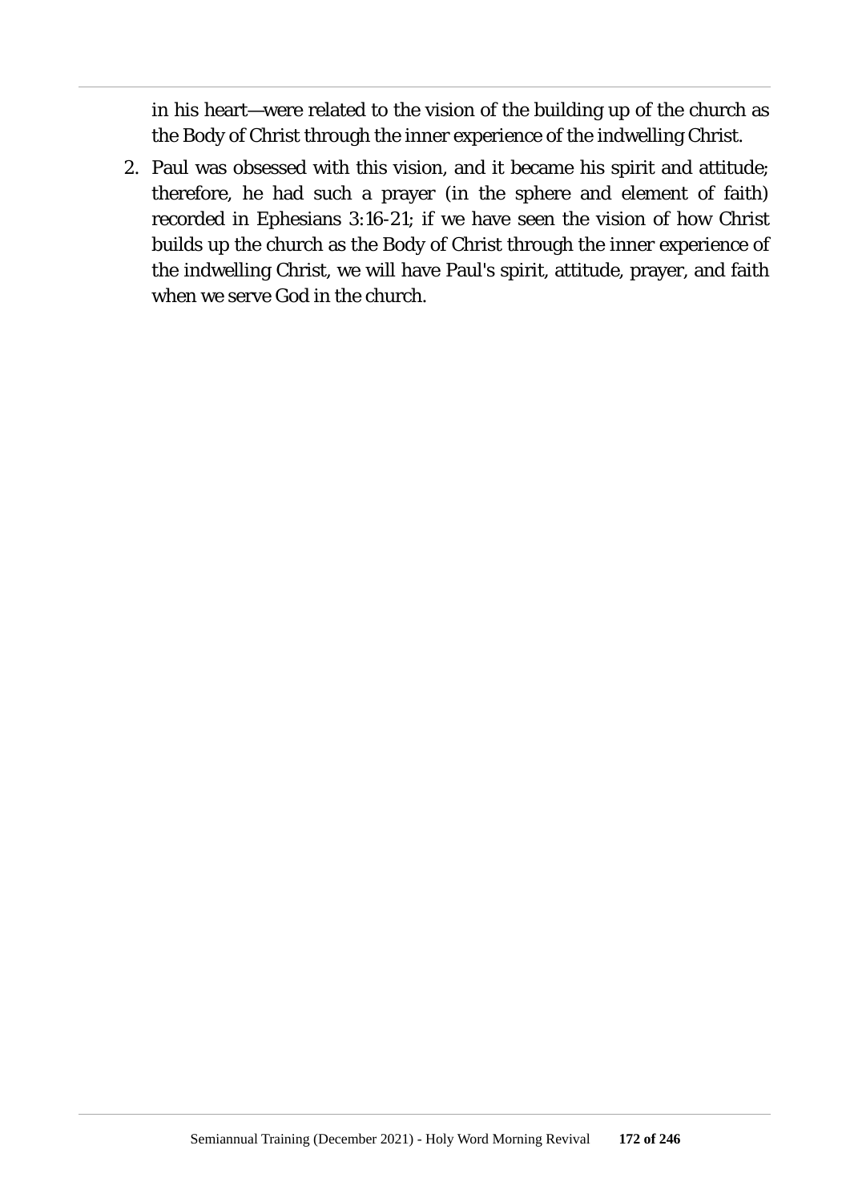in his heart—were related to the vision of the building up of the church as the Body of Christ through the inner experience of the indwelling Christ.

2. Paul was obsessed with this vision, and it became his spirit and attitude; therefore, he had such a prayer (in the sphere and element of faith) recorded in Ephesians 3:16-21; if we have seen the vision of how Christ builds up the church as the Body of Christ through the inner experience of the indwelling Christ, we will have Paul's spirit, attitude, prayer, and faith when we serve God in the church.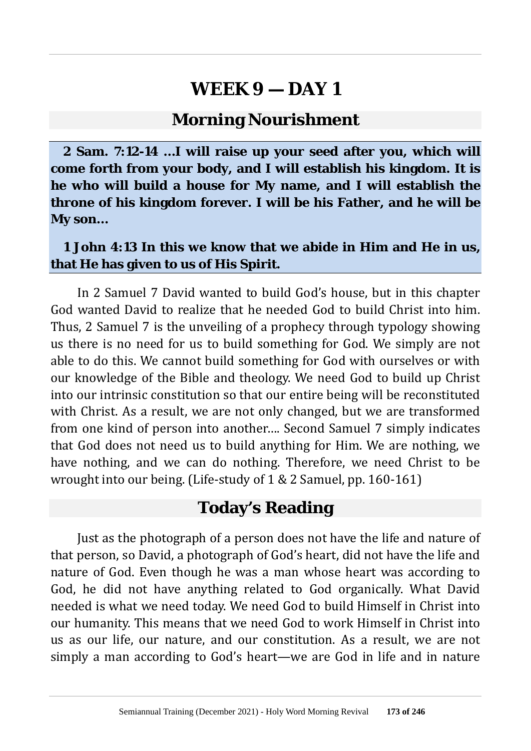# WEEK 9 — DAY 1

## Morning Nourishment

**2 Sam. 7:12-14 …I will raise up your seed after you, which will come forth from your body, and I will establish his kingdom. It is he who will build a house for My name, and I will establish the throne of his kingdom forever. I will be his Father, and he will be My son…**

**1 John 4:13 In this we know that we abide in Him and He in us, that He has given to us of His Spirit.**

In 2 Samuel 7 David wanted to build God's house, but in this chapter God wanted David to realize that he needed God to build Christ into him. Thus, 2 Samuel 7 is the unveiling of a prophecy through typology showing us there is no need for us to build something for God. We simply are not able to do this. We cannot build something for God with ourselves or with our knowledge of the Bible and theology. We need God to build up Christ into our intrinsic constitution so that our entire being will be reconstituted with Christ. As a result, we are not only changed, but we are transformed from one kind of person into another…. Second Samuel 7 simply indicates that God does not need us to build anything for Him. We are nothing, we have nothing, and we can do nothing. Therefore, we need Christ to be wrought into our being. (Life-study of 1 & 2 Samuel, pp. 160-161)

## Today's Reading

Just as the photograph of a person does not have the life and nature of that person, so David, a photograph of God's heart, did not have the life and nature of God. Even though he was a man whose heart was according to God, he did not have anything related to God organically. What David needed is what we need today. We need God to build Himself in Christ into our humanity. This means that we need God to work Himself in Christ into us as our life, our nature, and our constitution. As a result, we are not simply a man according to God's heart—we are God in life and in nature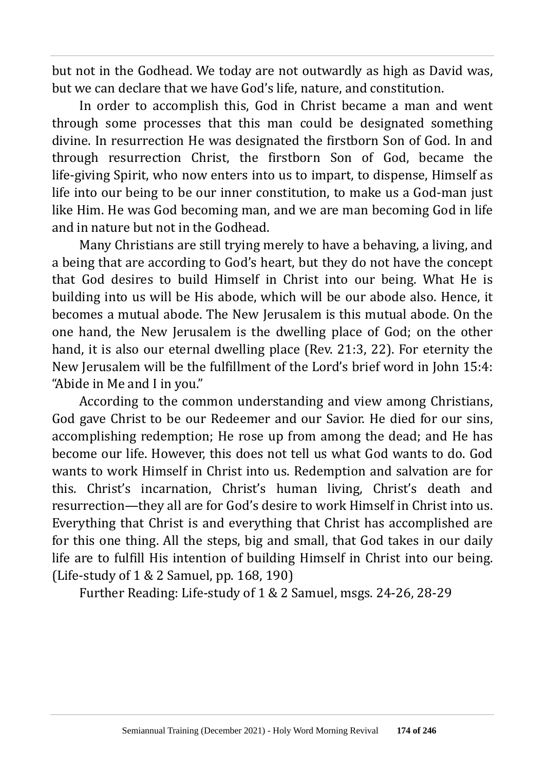but not in the Godhead. We today are not outwardly as high as David was, but we can declare that we have God's life, nature, and constitution.

In order to accomplish this, God in Christ became a man and went through some processes that this man could be designated something divine. In resurrection He was designated the firstborn Son of God. In and through resurrection Christ, the firstborn Son of God, became the life-giving Spirit, who now enters into us to impart, to dispense, Himself as life into our being to be our inner constitution, to make us a God-man just like Him. He was God becoming man, and we are man becoming God in life and in nature but not in the Godhead.

Many Christians are still trying merely to have a behaving, a living, and a being that are according to God's heart, but they do not have the concept that God desires to build Himself in Christ into our being. What He is building into us will be His abode, which will be our abode also. Hence, it becomes a mutual abode. The New Jerusalem is this mutual abode. On the one hand, the New Jerusalem is the dwelling place of God; on the other hand, it is also our eternal dwelling place (Rev. 21:3, 22). For eternity the New Jerusalem will be the fulfillment of the Lord's brief word in John 15:4: "Abide in Me and I in you."

According to the common understanding and view among Christians, God gave Christ to be our Redeemer and our Savior. He died for our sins, accomplishing redemption; He rose up from among the dead; and He has become our life. However, this does not tell us what God wants to do. God wants to work Himself in Christ into us. Redemption and salvation are for this. Christ's incarnation, Christ's human living, Christ's death and resurrection—they all are for God's desire to work Himself in Christ into us. Everything that Christ is and everything that Christ has accomplished are for this one thing. All the steps, big and small, that God takes in our daily life are to fulfill His intention of building Himself in Christ into our being. (Life-study of 1 & 2 Samuel, pp. 168, 190)

Further Reading: Life-study of 1 & 2 Samuel, msgs. 24-26, 28-29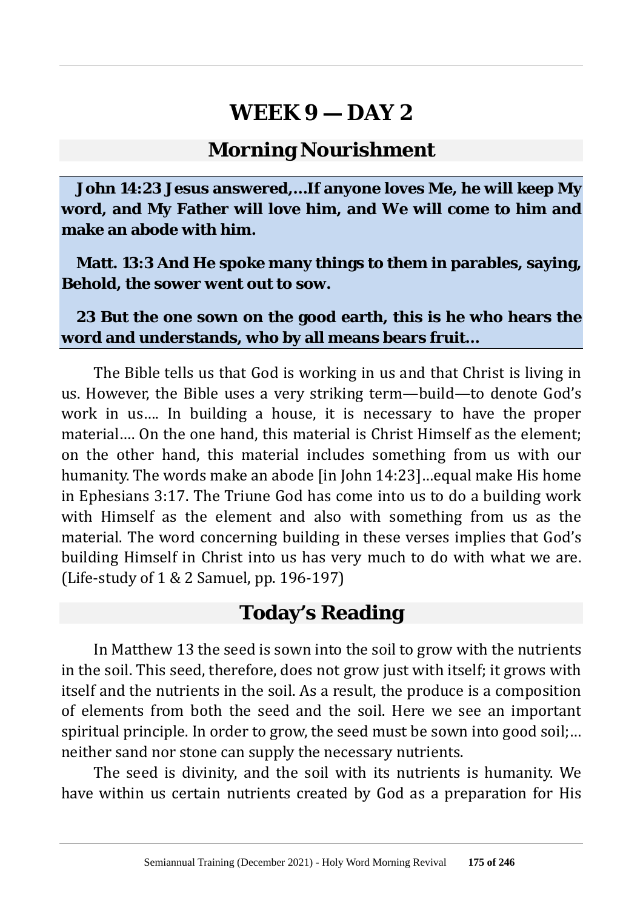# WEEK 9 — DAY 2

## Morning Nourishment

**John 14:23 Jesus answered,…If anyone loves Me, he will keep My word, and My Father will love him, and We will come to him and make an abode with him.**

**Matt. 13:3 And He spoke many things to them in parables, saying, Behold, the sower went out to sow.**

**23 But the one sown on the good earth, this is he who hears the word and understands, who by all means bears fruit…**

The Bible tells us that God is working in us and that Christ is living in us. However, the Bible uses a very striking term—build—to denote God's work in us…. In building a house, it is necessary to have the proper material…. On the one hand, this material is Christ Himself as the element; on the other hand, this material includes something from us with our humanity. The words make an abode [in John 14:23]…equal make His home in Ephesians 3:17. The Triune God has come into us to do a building work with Himself as the element and also with something from us as the material. The word concerning building in these verses implies that God's building Himself in Christ into us has very much to do with what we are. (Life-study of 1 & 2 Samuel, pp. 196-197)

## Today's Reading

In Matthew 13 the seed is sown into the soil to grow with the nutrients in the soil. This seed, therefore, does not grow just with itself; it grows with itself and the nutrients in the soil. As a result, the produce is a composition of elements from both the seed and the soil. Here we see an important spiritual principle. In order to grow, the seed must be sown into good soil;… neither sand nor stone can supply the necessary nutrients.

The seed is divinity, and the soil with its nutrients is humanity. We have within us certain nutrients created by God as a preparation for His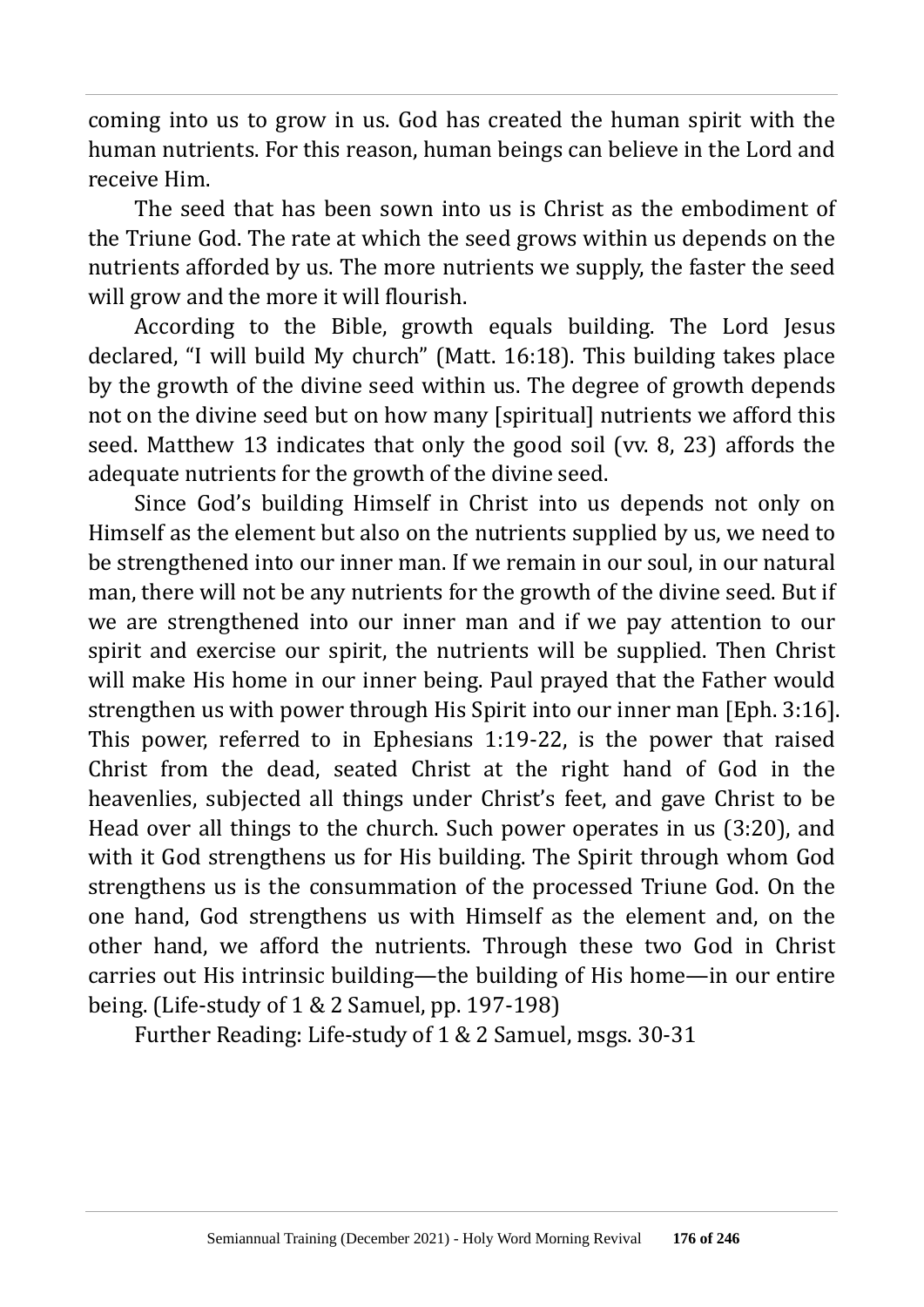coming into us to grow in us. God has created the human spirit with the human nutrients. For this reason, human beings can believe in the Lord and receive Him.

The seed that has been sown into us is Christ as the embodiment of the Triune God. The rate at which the seed grows within us depends on the nutrients afforded by us. The more nutrients we supply, the faster the seed will grow and the more it will flourish.

According to the Bible, growth equals building. The Lord Jesus declared, "I will build My church" (Matt. 16:18). This building takes place by the growth of the divine seed within us. The degree of growth depends not on the divine seed but on how many [spiritual] nutrients we afford this seed. Matthew 13 indicates that only the good soil (vv. 8, 23) affords the adequate nutrients for the growth of the divine seed.

Since God's building Himself in Christ into us depends not only on Himself as the element but also on the nutrients supplied by us, we need to be strengthened into our inner man. If we remain in our soul, in our natural man, there will not be any nutrients for the growth of the divine seed. But if we are strengthened into our inner man and if we pay attention to our spirit and exercise our spirit, the nutrients will be supplied. Then Christ will make His home in our inner being. Paul prayed that the Father would strengthen us with power through His Spirit into our inner man [Eph. 3:16]. This power, referred to in Ephesians 1:19-22, is the power that raised Christ from the dead, seated Christ at the right hand of God in the heavenlies, subjected all things under Christ's feet, and gave Christ to be Head over all things to the church. Such power operates in us (3:20), and with it God strengthens us for His building. The Spirit through whom God strengthens us is the consummation of the processed Triune God. On the one hand, God strengthens us with Himself as the element and, on the other hand, we afford the nutrients. Through these two God in Christ carries out His intrinsic building—the building of His home—in our entire being. (Life-study of 1 & 2 Samuel, pp. 197-198)

Further Reading: Life-study of 1 & 2 Samuel, msgs. 30-31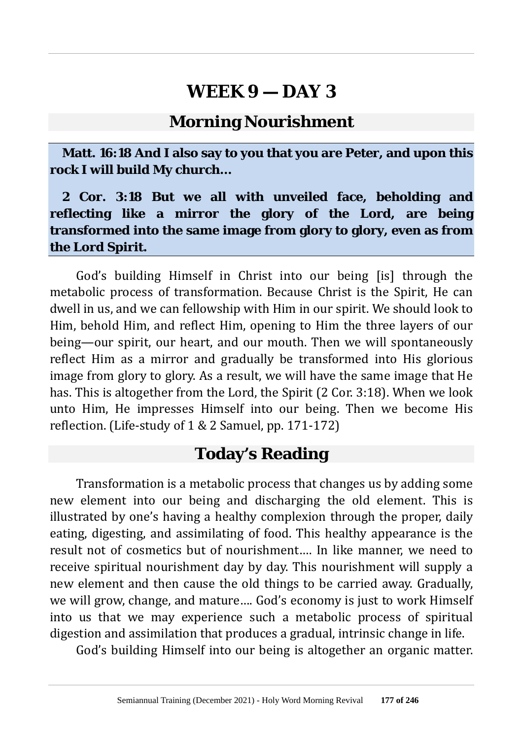# WEEK 9 — DAY 3

## Morning Nourishment

**Matt. 16:18 And I also say to you that you are Peter, and upon this rock I will build My church...**

**2 Cor. 3:18 But we all with unveiled face, beholding and reflecting like a mirror the glory of the Lord, are being transformed into the same image from glory to glory, even as from the Lord Spirit.**

God's building Himself in Christ into our being [is] through the metabolic process of transformation. Because Christ is the Spirit, He can dwell in us, and we can fellowship with Him in our spirit. We should look to Him, behold Him, and reflect Him, opening to Him the three layers of our being—our spirit, our heart, and our mouth. Then we will spontaneously reflect Him as a mirror and gradually be transformed into His glorious image from glory to glory. As a result, we will have the same image that He has. This is altogether from the Lord, the Spirit (2 Cor. 3:18). When we look unto Him, He impresses Himself into our being. Then we become His reflection. (Life-study of 1 & 2 Samuel, pp. 171-172)

## Today's Reading

Transformation is a metabolic process that changes us by adding some new element into our being and discharging the old element. This is illustrated by one's having a healthy complexion through the proper, daily eating, digesting, and assimilating of food. This healthy appearance is the result not of cosmetics but of nourishment.... In like manner, we need to receive spiritual nourishment day by day. This nourishment will supply a new element and then cause the old things to be carried away. Gradually, we will grow, change, and mature.... God's economy is just to work Himself into us that we may experience such a metabolic process of spiritual digestion and assimilation that produces a gradual, intrinsic change in life.

God's building Himself into our being is altogether an organic matter.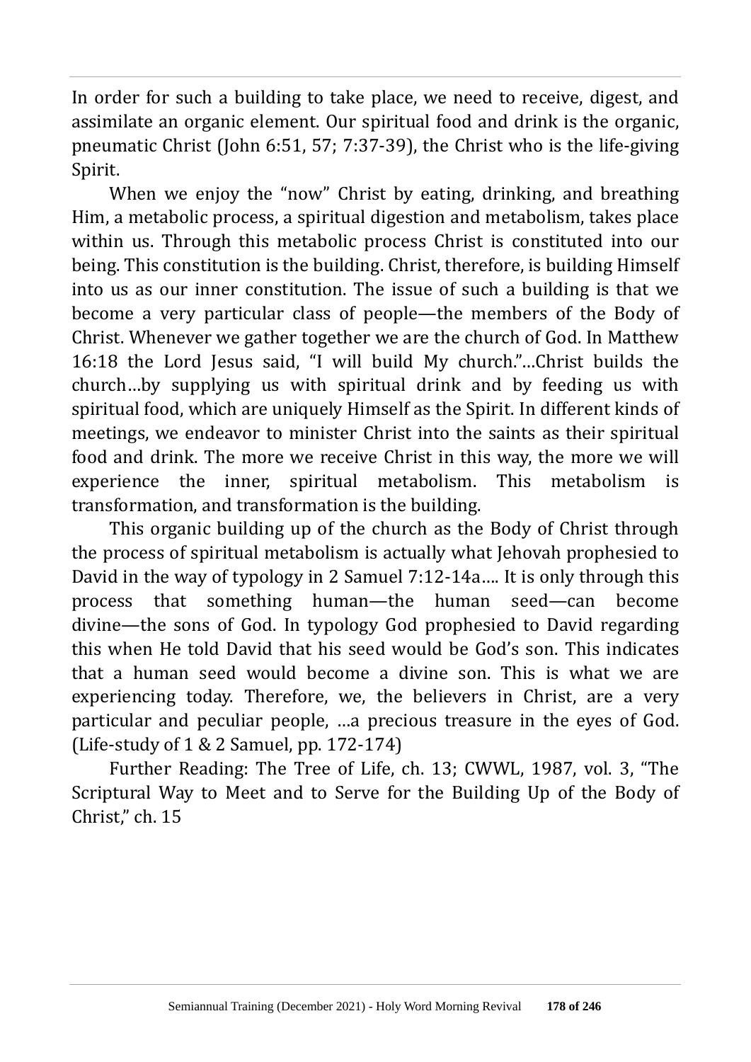In order for such a building to take place, we need to receive, digest, and assimilate an organic element. Our spiritual food and drink is the organic, pneumatic Christ (John 6:51, 57; 7:37-39), the Christ who is the life-giving Spirit.

When we enjoy the "now" Christ by eating, drinking, and breathing Him, a metabolic process, a spiritual digestion and metabolism, takes place within us. Through this metabolic process Christ is constituted into our being. This constitution is the building. Christ, therefore, is building Himself into us as our inner constitution. The issue of such a building is that we become a very particular class of people—the members of the Body of Christ. Whenever we gather together we are the church of God. In Matthew 16:18 the Lord Jesus said, "I will build My church."…Christ builds the church…by supplying us with spiritual drink and by feeding us with spiritual food, which are uniquely Himself as the Spirit. In different kinds of meetings, we endeavor to minister Christ into the saints as their spiritual food and drink. The more we receive Christ in this way, the more we will experience the inner, spiritual metabolism. This metabolism is transformation, and transformation is the building.

This organic building up of the church as the Body of Christ through the process of spiritual metabolism is actually what Jehovah prophesied to David in the way of typology in 2 Samuel 7:12-14a…. It is only through this process that something human—the human seed—can become divine—the sons of God. In typology God prophesied to David regarding this when He told David that his seed would be God's son. This indicates that a human seed would become a divine son. This is what we are experiencing today. Therefore, we, the believers in Christ, are a very particular and peculiar people, …a precious treasure in the eyes of God. (Life-study of 1 & 2 Samuel, pp. 172-174)

Further Reading: The Tree of Life, ch. 13; CWWL, 1987, vol. 3, "The Scriptural Way to Meet and to Serve for the Building Up of the Body of Christ," ch. 15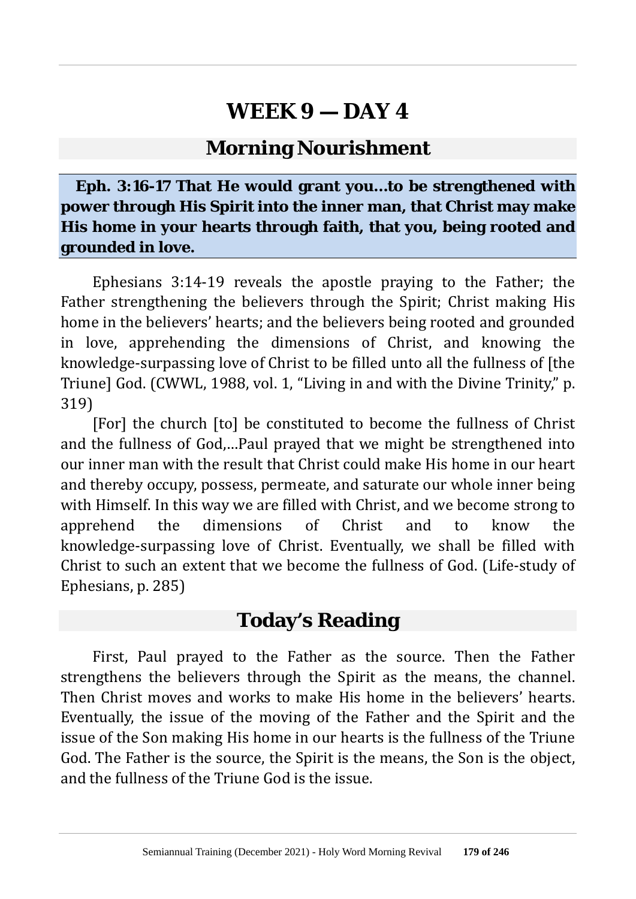# WEEK 9 — DAY 4

## Morning Nourishment

**Eph. 3:16-17 That He would grant you…to be strengthened with power through His Spirit into the inner man, that Christ may make His home in your hearts through faith, that you, being rooted and grounded in love.**

Ephesians 3:14-19 reveals the apostle praying to the Father; the Father strengthening the believers through the Spirit; Christ making His home in the believers' hearts; and the believers being rooted and grounded in love, apprehending the dimensions of Christ, and knowing the knowledge-surpassing love of Christ to be filled unto all the fullness of [the Triune] God. (CWWL, 1988, vol. 1, "Living in and with the Divine Trinity," p. 319)

[For] the church [to] be constituted to become the fullness of Christ and the fullness of God,…Paul prayed that we might be strengthened into our inner man with the result that Christ could make His home in our heart and thereby occupy, possess, permeate, and saturate our whole inner being with Himself. In this way we are filled with Christ, and we become strong to apprehend the dimensions of Christ and to know the knowledge-surpassing love of Christ. Eventually, we shall be filled with Christ to such an extent that we become the fullness of God. (Life-study of Ephesians, p. 285)

## Today's Reading

First, Paul prayed to the Father as the source. Then the Father strengthens the believers through the Spirit as the means, the channel. Then Christ moves and works to make His home in the believers' hearts. Eventually, the issue of the moving of the Father and the Spirit and the issue of the Son making His home in our hearts is the fullness of the Triune God. The Father is the source, the Spirit is the means, the Son is the object, and the fullness of the Triune God is the issue.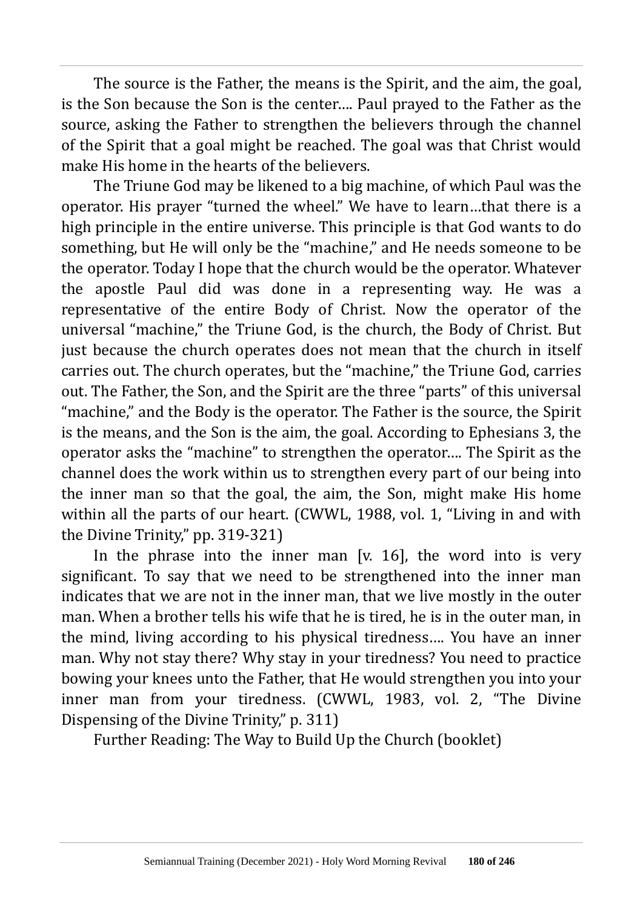The source is the Father, the means is the Spirit, and the aim, the goal, is the Son because the Son is the center.... Paul prayed to the Father as the source, asking the Father to strengthen the believers through the channel of the Spirit that a goal might be reached. The goal was that Christ would make His home in the hearts of the believers.

The Triune God may be likened to a big machine, of which Paul was the operator. His prayer "turned the wheel." We have to learn…that there is a high principle in the entire universe. This principle is that God wants to do something, but He will only be the "machine," and He needs someone to be the operator. Today I hope that the church would be the operator. Whatever the apostle Paul did was done in a representing way. He was a representative of the entire Body of Christ. Now the operator of the universal "machine," the Triune God, is the church, the Body of Christ. But just because the church operates does not mean that the church in itself carries out. The church operates, but the "machine," the Triune God, carries out. The Father, the Son, and the Spirit are the three "parts" of this universal "machine," and the Body is the operator. The Father is the source, the Spirit is the means, and the Son is the aim, the goal. According to Ephesians 3, the operator asks the "machine" to strengthen the operator.... The Spirit as the channel does the work within us to strengthen every part of our being into the inner man so that the goal, the aim, the Son, might make His home within all the parts of our heart. (CWWL, 1988, vol. 1, "Living in and with the Divine Trinity," pp. 319-321)

In the phrase into the inner man [v. 16], the word into is very significant. To say that we need to be strengthened into the inner man indicates that we are not in the inner man, that we live mostly in the outer man. When a brother tells his wife that he is tired, he is in the outer man, in the mind, living according to his physical tiredness.... You have an inner man. Why not stay there? Why stay in your tiredness? You need to practice bowing your knees unto the Father, that He would strengthen you into your inner man from your tiredness. (CWWL, 1983, vol. 2, "The Divine Dispensing of the Divine Trinity," p. 311)

Further Reading: The Way to Build Up the Church (booklet)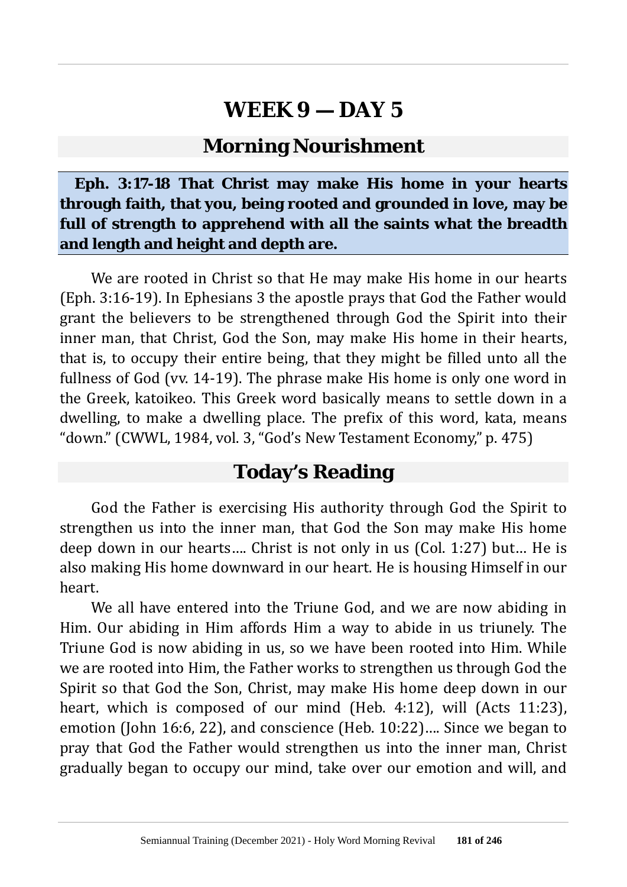# WEEK 9 — DAY 5

## Morning Nourishment

**Eph. 3:17-18 That Christ may make His home in your hearts through faith, that you, being rooted and grounded in love, may be full of strength to apprehend with all the saints what the breadth and length and height and depth are.**

We are rooted in Christ so that He may make His home in our hearts (Eph. 3:16-19). In Ephesians 3 the apostle prays that God the Father would grant the believers to be strengthened through God the Spirit into their inner man, that Christ, God the Son, may make His home in their hearts, that is, to occupy their entire being, that they might be filled unto all the fullness of God (vv. 14-19). The phrase make His home is only one word in the Greek, katoikeo. This Greek word basically means to settle down in a dwelling, to make a dwelling place. The prefix of this word, kata, means "down." (CWWL, 1984, vol. 3, "God's New Testament Economy," p. 475)

## Today's Reading

God the Father is exercising His authority through God the Spirit to strengthen us into the inner man, that God the Son may make His home deep down in our hearts.... Christ is not only in us (Col. 1:27) but... He is also making His home downward in our heart. He is housing Himself in our heart.

We all have entered into the Triune God, and we are now abiding in Him. Our abiding in Him affords Him a way to abide in us triunely. The Triune God is now abiding in us, so we have been rooted into Him. While we are rooted into Him, the Father works to strengthen us through God the Spirit so that God the Son, Christ, may make His home deep down in our heart, which is composed of our mind (Heb. 4:12), will (Acts 11:23), emotion (John 16:6, 22), and conscience (Heb. 10:22).... Since we began to pray that God the Father would strengthen us into the inner man, Christ gradually began to occupy our mind, take over our emotion and will, and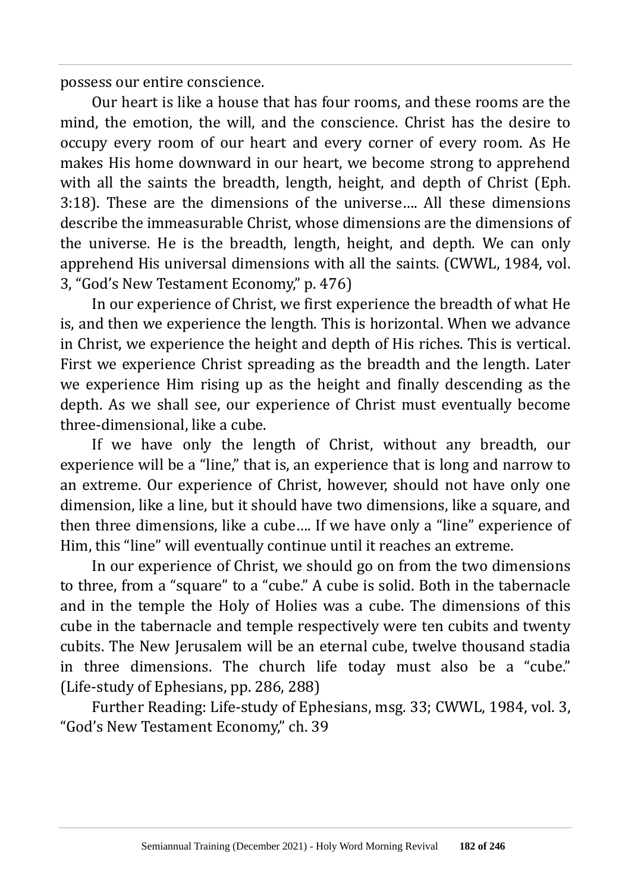possess our entire conscience.

Our heart is like a house that has four rooms, and these rooms are the mind, the emotion, the will, and the conscience. Christ has the desire to occupy every room of our heart and every corner of every room. As He makes His home downward in our heart, we become strong to apprehend with all the saints the breadth, length, height, and depth of Christ (Eph. 3:18). These are the dimensions of the universe…. All these dimensions describe the immeasurable Christ, whose dimensions are the dimensions of the universe. He is the breadth, length, height, and depth. We can only apprehend His universal dimensions with all the saints. (CWWL, 1984, vol. 3, "God's New Testament Economy," p. 476)

In our experience of Christ, we first experience the breadth of what He is, and then we experience the length. This is horizontal. When we advance in Christ, we experience the height and depth of His riches. This is vertical. First we experience Christ spreading as the breadth and the length. Later we experience Him rising up as the height and finally descending as the depth. As we shall see, our experience of Christ must eventually become three-dimensional, like a cube.

If we have only the length of Christ, without any breadth, our experience will be a "line," that is, an experience that is long and narrow to an extreme. Our experience of Christ, however, should not have only one dimension, like a line, but it should have two dimensions, like a square, and then three dimensions, like a cube…. If we have only a "line" experience of Him, this "line" will eventually continue until it reaches an extreme.

In our experience of Christ, we should go on from the two dimensions to three, from a "square" to a "cube." A cube is solid. Both in the tabernacle and in the temple the Holy of Holies was a cube. The dimensions of this cube in the tabernacle and temple respectively were ten cubits and twenty cubits. The New Jerusalem will be an eternal cube, twelve thousand stadia in three dimensions. The church life today must also be a "cube." (Life-study of Ephesians, pp. 286, 288)

Further Reading: Life-study of Ephesians, msg. 33; CWWL, 1984, vol. 3, "God's New Testament Economy," ch. 39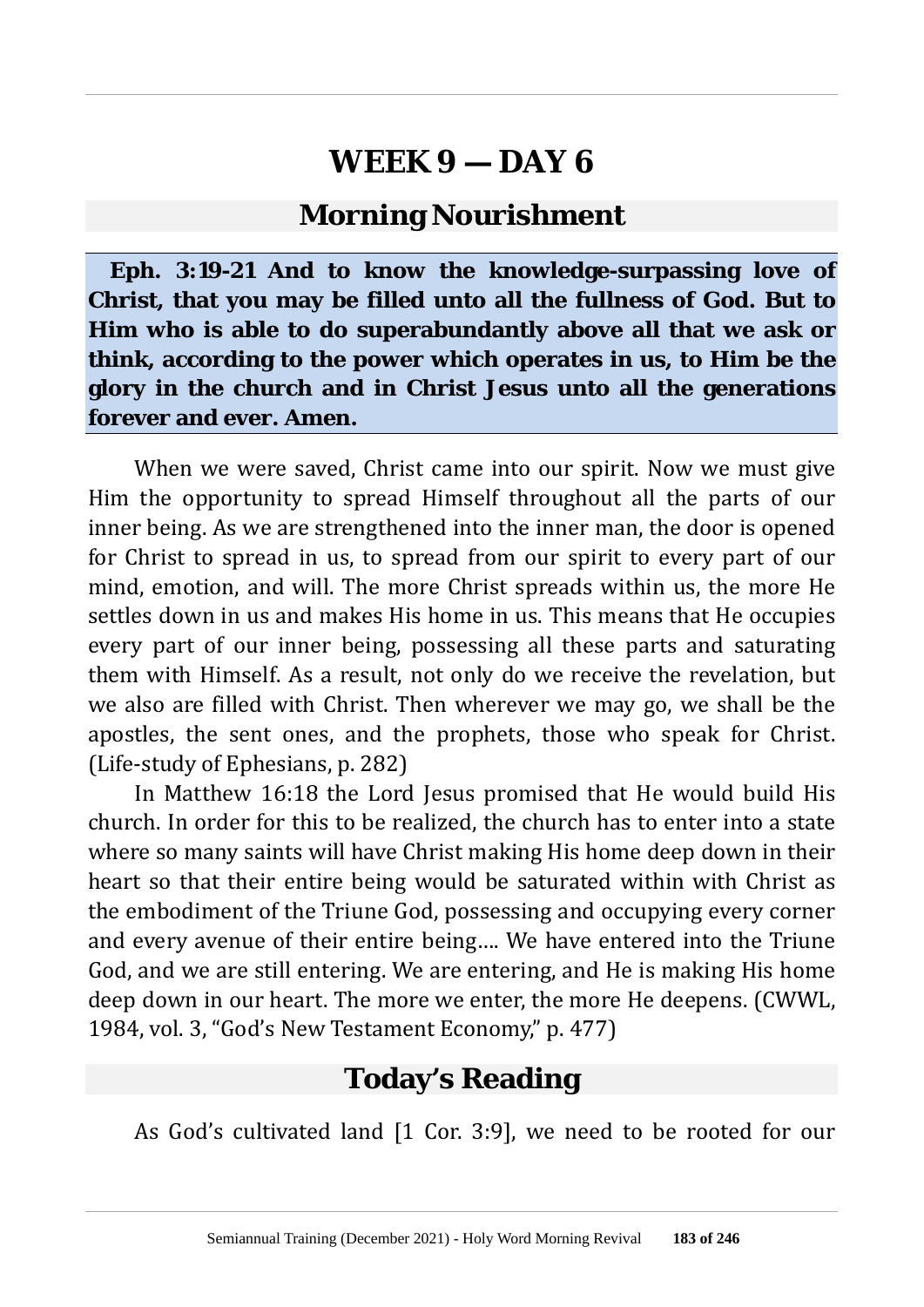# WEEK 9 — DAY 6

## Morning Nourishment

**Eph. 3:19-21 And to know the knowledge-surpassing love of Christ, that you may be filled unto all the fullness of God. But to Him who is able to do superabundantly above all that we ask or think, according to the power which operates in us, to Him be the glory in the church and in Christ Jesus unto all the generations forever and ever. Amen.**

When we were saved, Christ came into our spirit. Now we must give Him the opportunity to spread Himself throughout all the parts of our inner being. As we are strengthened into the inner man, the door is opened for Christ to spread in us, to spread from our spirit to every part of our mind, emotion, and will. The more Christ spreads within us, the more He settles down in us and makes His home in us. This means that He occupies every part of our inner being, possessing all these parts and saturating them with Himself. As a result, not only do we receive the revelation, but we also are filled with Christ. Then wherever we may go, we shall be the apostles, the sent ones, and the prophets, those who speak for Christ. (Life-study of Ephesians, p. 282)

In Matthew 16:18 the Lord Jesus promised that He would build His church. In order for this to be realized, the church has to enter into a state where so many saints will have Christ making His home deep down in their heart so that their entire being would be saturated within with Christ as the embodiment of the Triune God, possessing and occupying every corner and every avenue of their entire being.... We have entered into the Triune God, and we are still entering. We are entering, and He is making His home deep down in our heart. The more we enter, the more He deepens. (CWWL, 1984, vol. 3, "God's New Testament Economy," p. 477)

## Today's Reading

As God's cultivated land [1 Cor. 3:9], we need to be rooted for our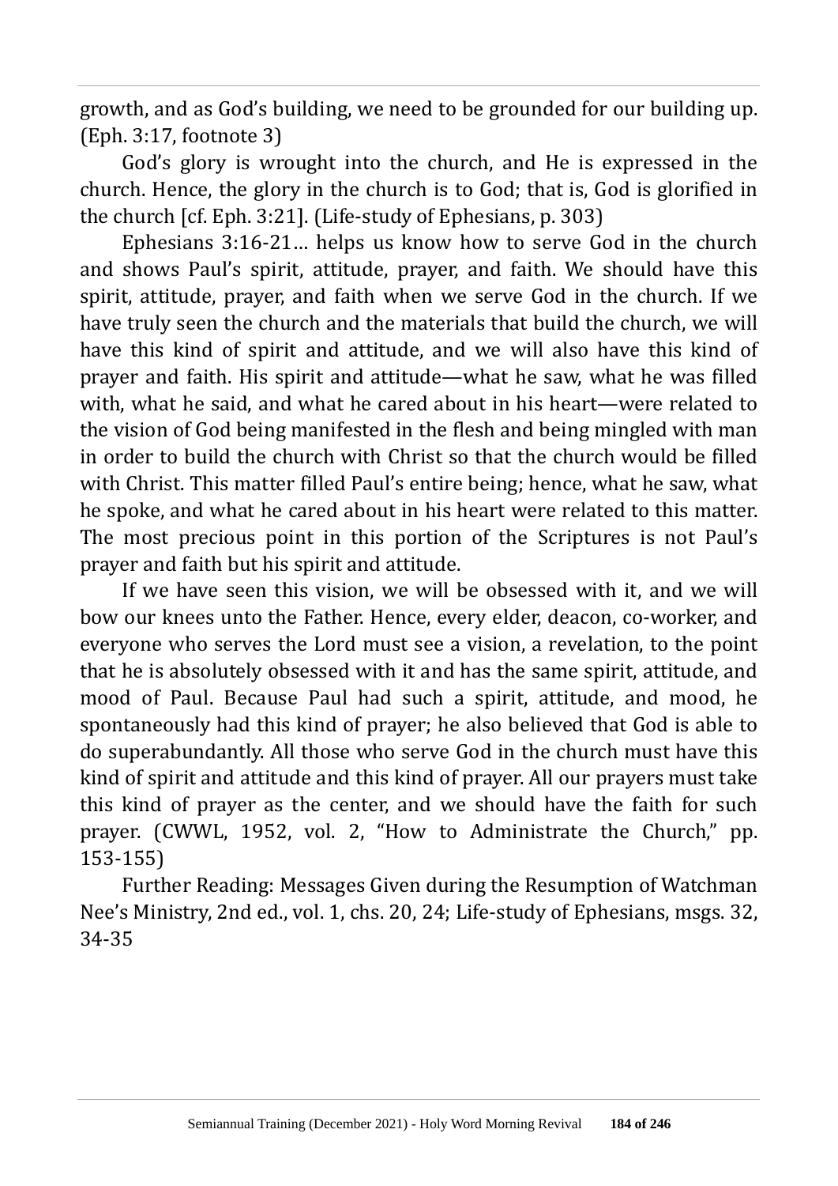growth, and as God's building, we need to be grounded for our building up. (Eph. 3:17, footnote 3)

God's glory is wrought into the church, and He is expressed in the church. Hence, the glory in the church is to God; that is, God is glorified in the church [cf. Eph. 3:21]. (Life-study of Ephesians, p. 303)

Ephesians 3:16-21... helps us know how to serve God in the church and shows Paul's spirit, attitude, prayer, and faith. We should have this spirit, attitude, prayer, and faith when we serve God in the church. If we have truly seen the church and the materials that build the church, we will have this kind of spirit and attitude, and we will also have this kind of prayer and faith. His spirit and attitude—what he saw, what he was filled with, what he said, and what he cared about in his heart—were related to the vision of God being manifested in the flesh and being mingled with man in order to build the church with Christ so that the church would be filled with Christ. This matter filled Paul's entire being; hence, what he saw, what he spoke, and what he cared about in his heart were related to this matter. The most precious point in this portion of the Scriptures is not Paul's prayer and faith but his spirit and attitude.

If we have seen this vision, we will be obsessed with it, and we will bow our knees unto the Father. Hence, every elder, deacon, co-worker, and everyone who serves the Lord must see a vision, a revelation, to the point that he is absolutely obsessed with it and has the same spirit, attitude, and mood of Paul. Because Paul had such a spirit, attitude, and mood, he spontaneously had this kind of prayer; he also believed that God is able to do superabundantly. All those who serve God in the church must have this kind of spirit and attitude and this kind of prayer. All our prayers must take this kind of prayer as the center, and we should have the faith for such prayer. (CWWL, 1952, vol. 2, "How to Administrate the Church," pp. 153-155)

Further Reading: Messages Given during the Resumption of Watchman Nee's Ministry, 2nd ed., vol. 1, chs. 20, 24; Life-study of Ephesians, msgs. 32, 34-35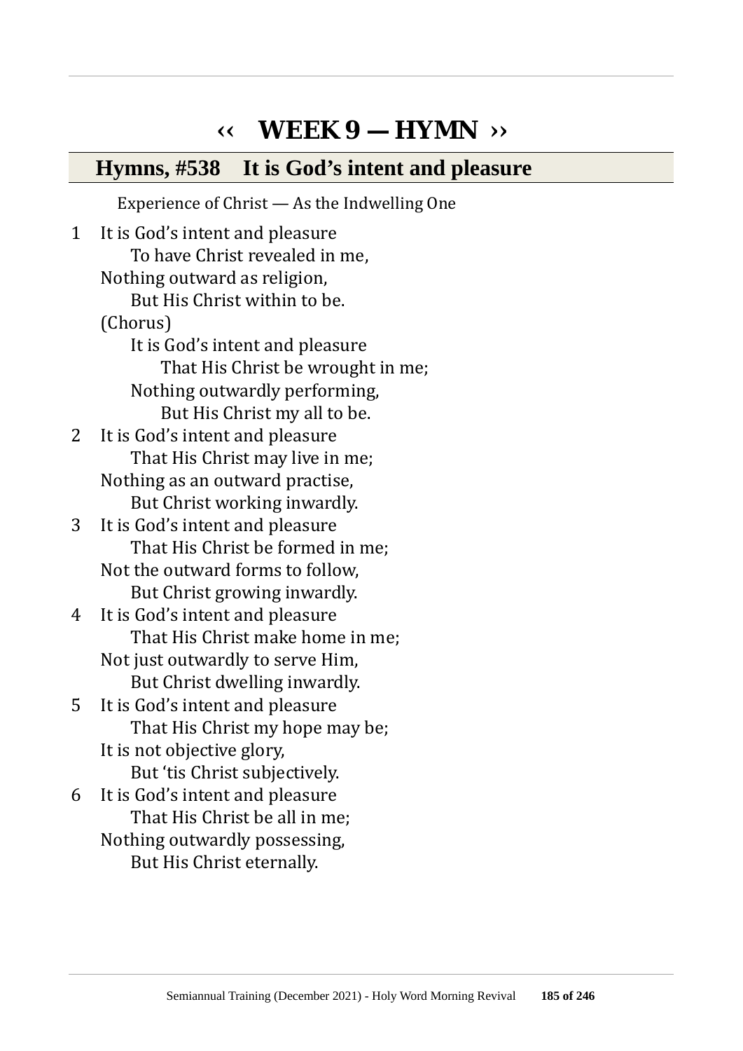# ‹‹ WEEK 9 — HYMN ››

## Hymns, #538 It is God's intent and pleasure

Experience of Christ — As the Indwelling One

1 It is God's intent and pleasure
To have Christ revealed in me,
Nothing outward as religion,
But His Christ within to be.
(Chorus)
It is God's intent and pleasure
That His Christ be wrought in me;
Nothing outwardly performing,
But His Christ my all to be.

2 It is God's intent and pleasure
That His Christ may live in me;
Nothing as an outward practise,
But Christ working inwardly.

3 It is God's intent and pleasure
That His Christ be formed in me;
Not the outward forms to follow,
But Christ growing inwardly.

4 It is God's intent and pleasure
That His Christ make home in me;
Not just outwardly to serve Him,
But Christ dwelling inwardly.

5 It is God's intent and pleasure
That His Christ my hope may be;
It is not objective glory,
But 'tis Christ subjectively.

6 It is God's intent and pleasure
That His Christ be all in me;
Nothing outwardly possessing,
But His Christ eternally.